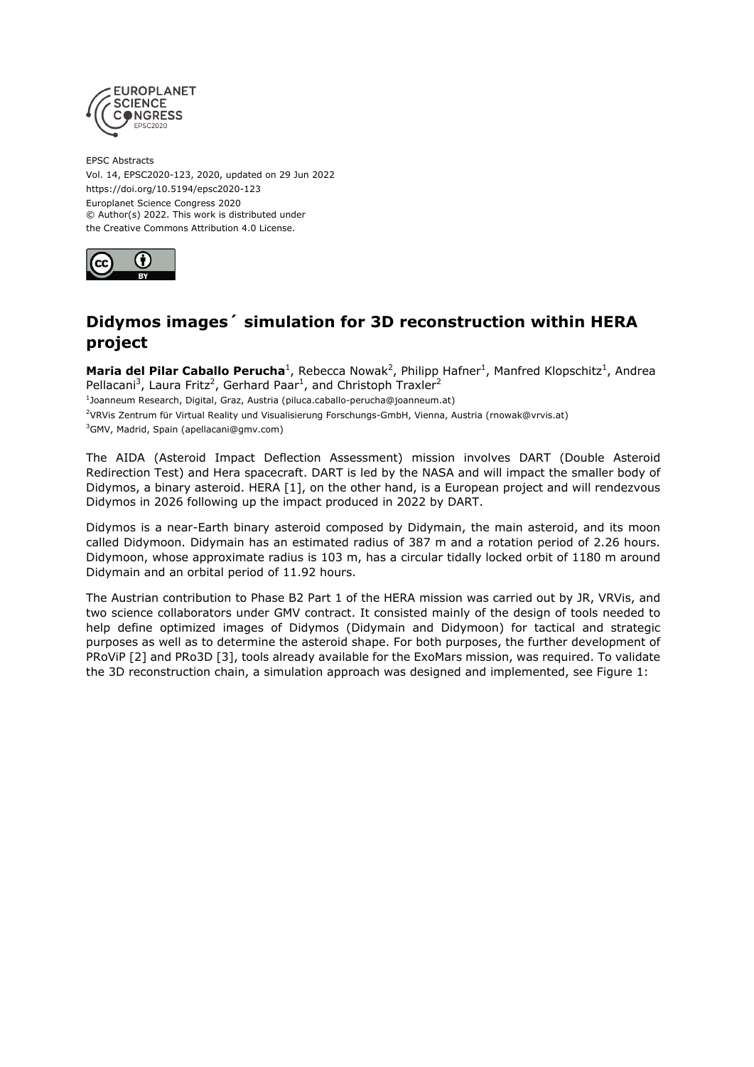EPSC Abstracts
Vol. 14, EPSC2020-123, 2020, updated on 29 Jun 2022
https://doi.org/10.5194/epsc2020-123
Europlanet Science Congress 2020
© Author(s) 2022. This work is distributed under
the Creative Commons Attribution 4.0 License.

# Didymos images´ simulation for 3D reconstruction within HERA project

**Maria del Pilar Caballo Perucha**[1], Rebecca Nowak[2], Philipp Hafner[1], Manfred Klopschitz[1], Andrea Pellacani[3], Laura Fritz[2], Gerhard Paar[1], and Christoph Traxler[2]

[1]Joanneum Research, Digital, Graz, Austria (piluca.caballo-perucha@joanneum.at)

[2]VRVis Zentrum für Virtual Reality und Visualisierung Forschungs-GmbH, Vienna, Austria (rnowak@vrvis.at)

[3]GMV, Madrid, Spain (apellacani@gmv.com)

The AIDA (Asteroid Impact Deflection Assessment) mission involves DART (Double Asteroid Redirection Test) and Hera spacecraft. DART is led by the NASA and will impact the smaller body of Didymos, a binary asteroid. HERA [1], on the other hand, is a European project and will rendezvous Didymos in 2026 following up the impact produced in 2022 by DART.

Didymos is a near-Earth binary asteroid composed by Didymain, the main asteroid, and its moon called Didymoon. Didymain has an estimated radius of 387 m and a rotation period of 2.26 hours. Didymoon, whose approximate radius is 103 m, has a circular tidally locked orbit of 1180 m around Didymain and an orbital period of 11.92 hours.

The Austrian contribution to Phase B2 Part 1 of the HERA mission was carried out by JR, VRVis, and two science collaborators under GMV contract. It consisted mainly of the design of tools needed to help define optimized images of Didymos (Didymain and Didymoon) for tactical and strategic purposes as well as to determine the asteroid shape. For both purposes, the further development of PRoViP [2] and PRo3D [3], tools already available for the ExoMars mission, was required. To validate the 3D reconstruction chain, a simulation approach was designed and implemented, see Figure 1: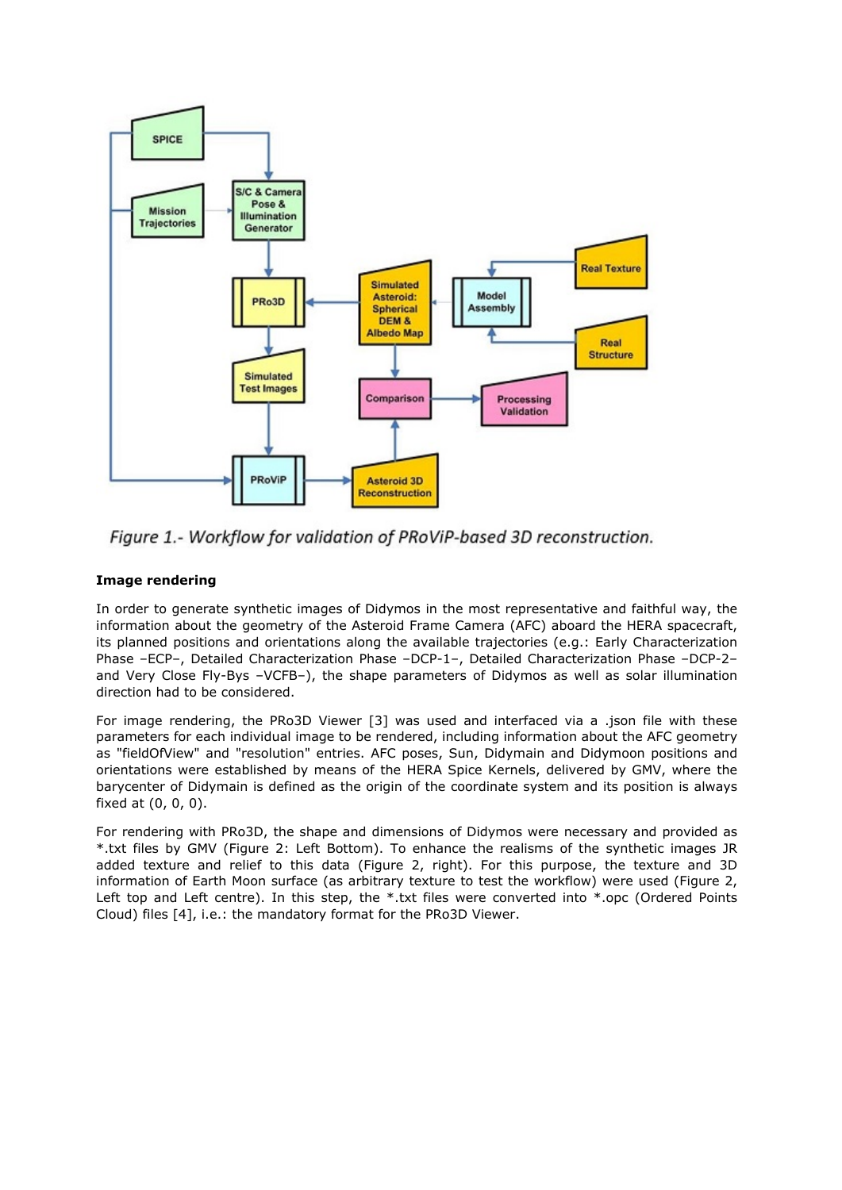Figure 1.- Workflow for validation of PRoViP-based 3D reconstruction.

**Image rendering**

In order to generate synthetic images of Didymos in the most representative and faithful way, the information about the geometry of the Asteroid Frame Camera (AFC) aboard the HERA spacecraft, its planned positions and orientations along the available trajectories (e.g.: Early Characterization Phase –ECP–, Detailed Characterization Phase –DCP-1–, Detailed Characterization Phase –DCP-2– and Very Close Fly-Bys –VCFB–), the shape parameters of Didymos as well as solar illumination direction had to be considered.

For image rendering, the PRo3D Viewer [3] was used and interfaced via a .json file with these parameters for each individual image to be rendered, including information about the AFC geometry as "fieldOfView" and "resolution" entries. AFC poses, Sun, Didymain and Didymoon positions and orientations were established by means of the HERA Spice Kernels, delivered by GMV, where the barycenter of Didymain is defined as the origin of the coordinate system and its position is always fixed at (0, 0, 0).

For rendering with PRo3D, the shape and dimensions of Didymos were necessary and provided as *.txt files by GMV (Figure 2: Left Bottom). To enhance the realisms of the synthetic images JR added texture and relief to this data (Figure 2, right). For this purpose, the texture and 3D information of Earth Moon surface (as arbitrary texture to test the workflow) were used (Figure 2, Left top and Left centre). In this step, the *.txt files were converted into *.opc (Ordered Points Cloud) files [4], i.e.: the mandatory format for the PRo3D Viewer.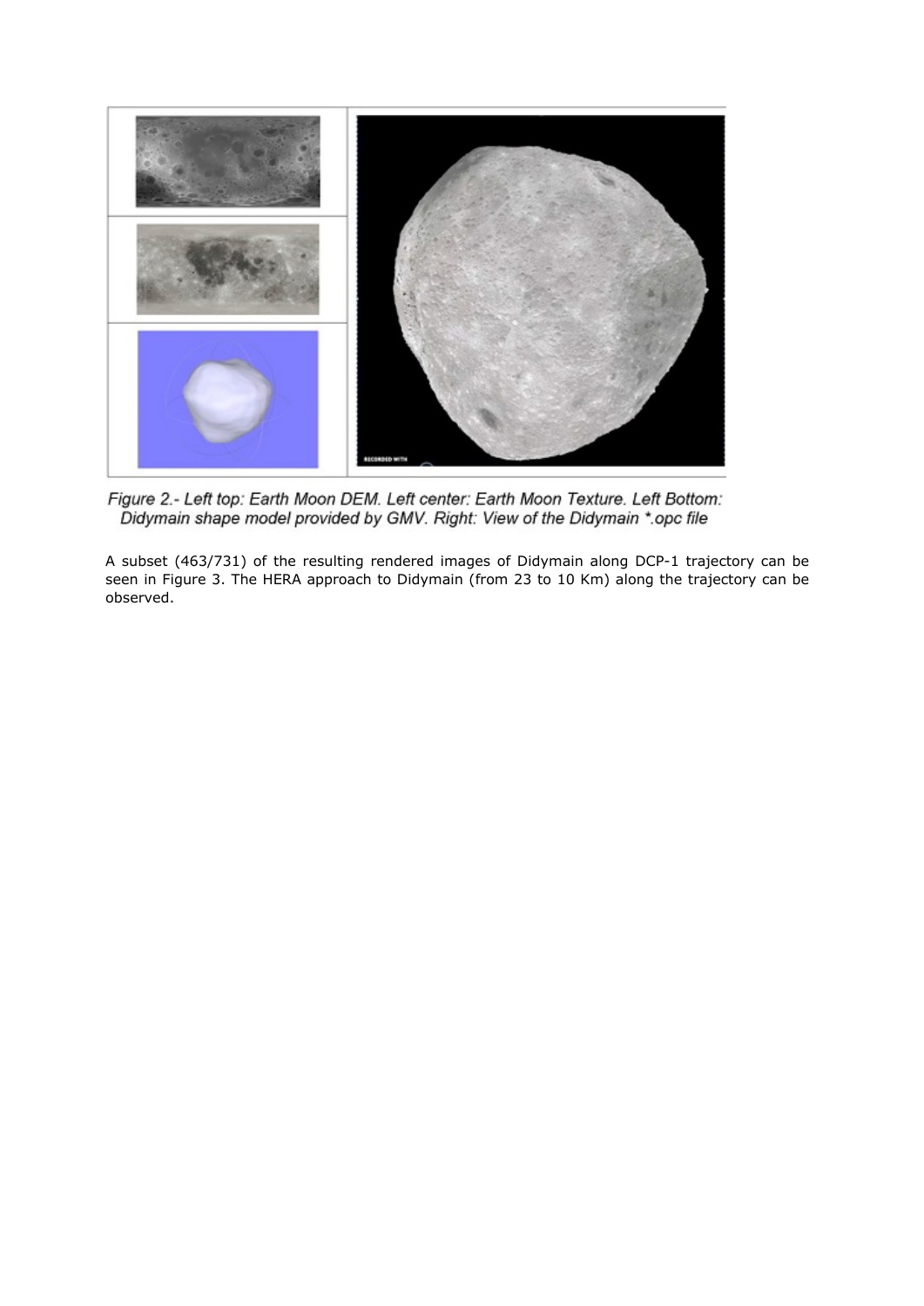Figure 2.- Left top: Earth Moon DEM. Left center: Earth Moon Texture. Left Bottom: Didymain shape model provided by GMV. Right: View of the Didymain *.opc file

A subset (463/731) of the resulting rendered images of Didymain along DCP-1 trajectory can be seen in Figure 3. The HERA approach to Didymain (from 23 to 10 Km) along the trajectory can be observed.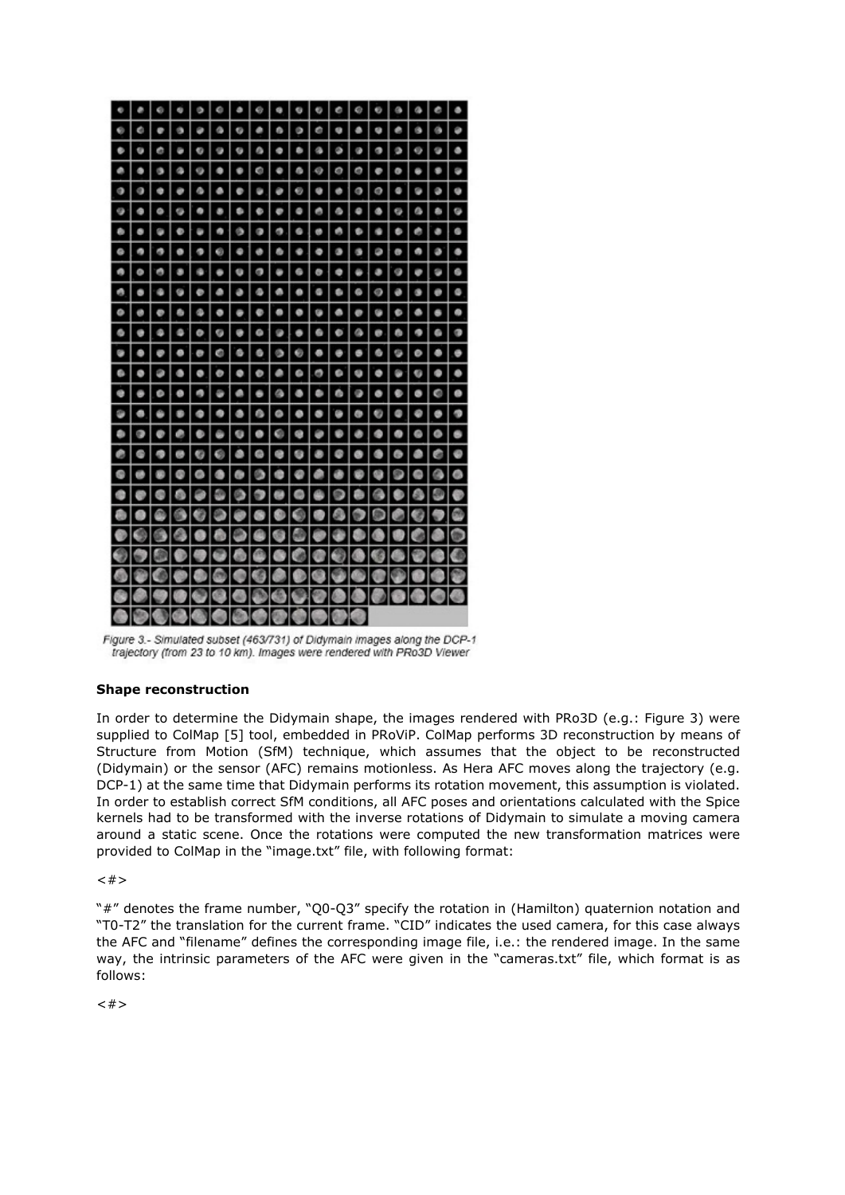Figure 3.- Simulated subset (463/731) of Didymain images along the DCP-1 trajectory (from 23 to 10 km). Images were rendered with PRo3D Viewer

### Shape reconstruction

In order to determine the Didymain shape, the images rendered with PRo3D (e.g.: Figure 3) were supplied to ColMap [5] tool, embedded in PRoViP. ColMap performs 3D reconstruction by means of Structure from Motion (SfM) technique, which assumes that the object to be reconstructed (Didymain) or the sensor (AFC) remains motionless. As Hera AFC moves along the trajectory (e.g. DCP-1) at the same time that Didymain performs its rotation movement, this assumption is violated. In order to establish correct SfM conditions, all AFC poses and orientations calculated with the Spice kernels had to be transformed with the inverse rotations of Didymain to simulate a moving camera around a static scene. Once the rotations were computed the new transformation matrices were provided to ColMap in the "image.txt" file, with following format:

<#>

"#" denotes the frame number, "Q0-Q3" specify the rotation in (Hamilton) quaternion notation and "T0-T2" the translation for the current frame. "CID" indicates the used camera, for this case always the AFC and "filename" defines the corresponding image file, i.e.: the rendered image. In the same way, the intrinsic parameters of the AFC were given in the "cameras.txt" file, which format is as follows:

<#>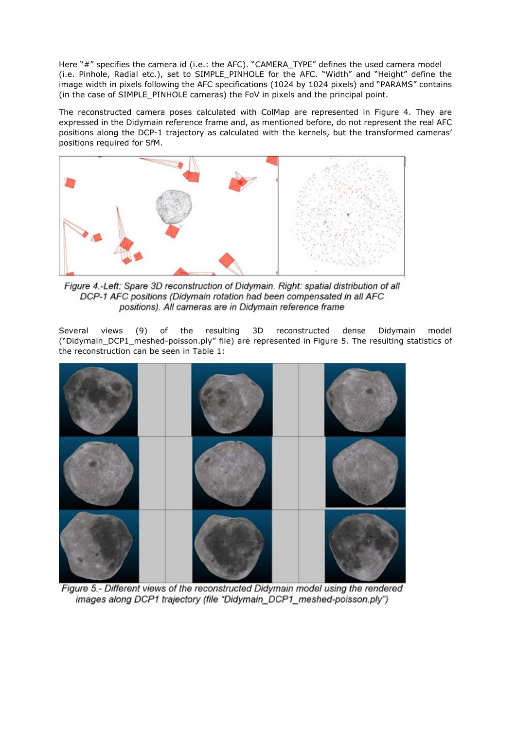Here "#" specifies the camera id (i.e.: the AFC). "CAMERA_TYPE" defines the used camera model (i.e. Pinhole, Radial etc.), set to SIMPLE_PINHOLE for the AFC. "Width" and "Height" define the image width in pixels following the AFC specifications (1024 by 1024 pixels) and "PARAMS" contains (in the case of SIMPLE_PINHOLE cameras) the FoV in pixels and the principal point.

The reconstructed camera poses calculated with ColMap are represented in Figure 4. They are expressed in the Didymain reference frame and, as mentioned before, do not represent the real AFC positions along the DCP-1 trajectory as calculated with the kernels, but the transformed cameras' positions required for SfM.

*Figure 4.-Left: Spare 3D reconstruction of Didymain. Right: spatial distribution of all DCP-1 AFC positions (Didymain rotation had been compensated in all AFC positions). All cameras are in Didymain reference frame*

Several views (9) of the resulting 3D reconstructed dense Didymain model ("Didymain_DCP1_meshed-poisson.ply" file) are represented in Figure 5. The resulting statistics of the reconstruction can be seen in Table 1:

*Figure 5.- Different views of the reconstructed Didymain model using the rendered images along DCP1 trajectory (file "Didymain_DCP1_meshed-poisson.ply")*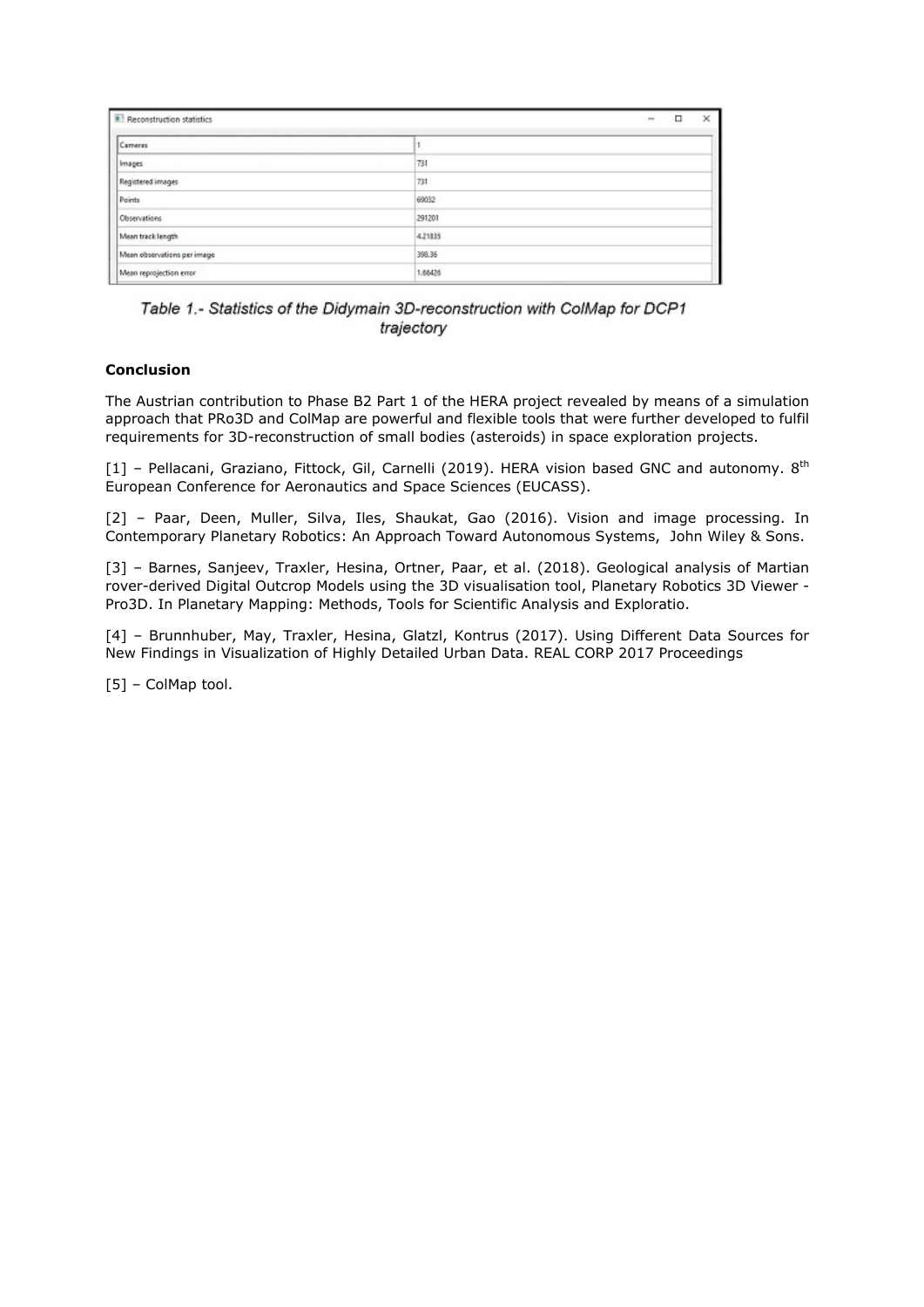| Reconstruction statistics | |
|---|---|
| Cameras | 1 |
| Images | 731 |
| Registered images | 731 |
| Points | 69032 |
| Observations | 291201 |
| Mean track length | 4.21835 |
| Mean observations per image | 398.36 |
| Mean reprojection error | 1.66426 |

*Table 1.- Statistics of the Didymain 3D-reconstruction with ColMap for DCP1 trajectory*

**Conclusion**

The Austrian contribution to Phase B2 Part 1 of the HERA project revealed by means of a simulation approach that PRo3D and ColMap are powerful and flexible tools that were further developed to fulfil requirements for 3D-reconstruction of small bodies (asteroids) in space exploration projects.

[1] – Pellacani, Graziano, Fittock, Gil, Carnelli (2019). HERA vision based GNC and autonomy. 8th European Conference for Aeronautics and Space Sciences (EUCASS).

[2] – Paar, Deen, Muller, Silva, Iles, Shaukat, Gao (2016). Vision and image processing. In Contemporary Planetary Robotics: An Approach Toward Autonomous Systems, John Wiley & Sons.

[3] – Barnes, Sanjeev, Traxler, Hesina, Ortner, Paar, et al. (2018). Geological analysis of Martian rover-derived Digital Outcrop Models using the 3D visualisation tool, Planetary Robotics 3D Viewer - Pro3D. In Planetary Mapping: Methods, Tools for Scientific Analysis and Exploratio.

[4] – Brunnhuber, May, Traxler, Hesina, Glatzl, Kontrus (2017). Using Different Data Sources for New Findings in Visualization of Highly Detailed Urban Data. REAL CORP 2017 Proceedings

[5] – ColMap tool.